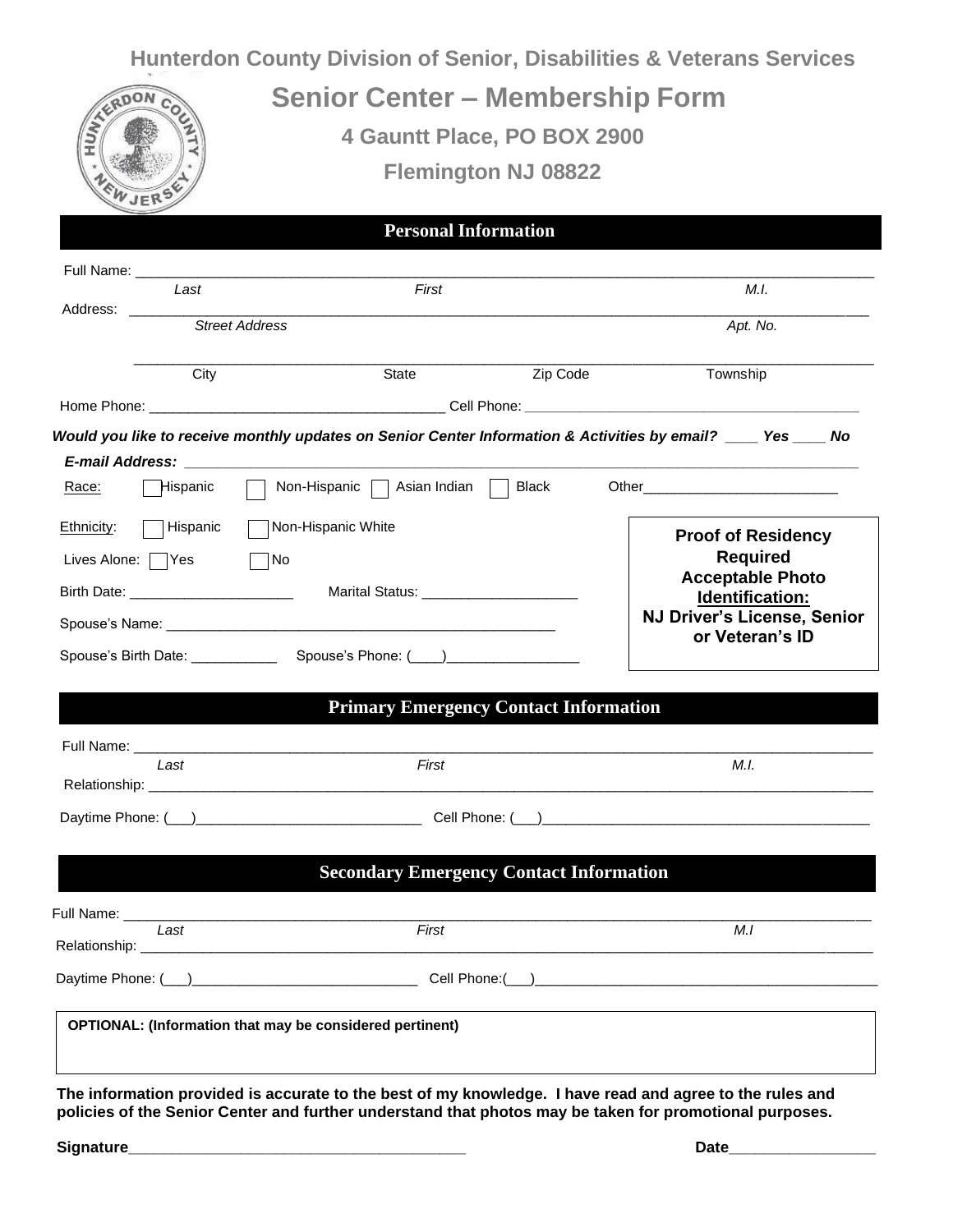# Hunterdon County Division of Senior, Disabilities & Veterans Services

## Senior Center – Membership Form

**4 Gauntt Place, PO BOX 2900**

**Flemington NJ 08822**

## Personal Information

Full Name: ______________________________________________________________________________
*Last* *First* *M.I.*

Address: ______________________________________________________________________________
*Street Address* *Apt. No.*

______________________________________________________________________________
City State Zip Code Township

Home Phone: ____________________________________ Cell Phone: ___________________________________________

***Would you like to receive monthly updates on Senior Center Information & Activities by email? ____ Yes ____ No***

***E-mail Address:*** ______________________________________________________________________________

Race: ☐ Hispanic ☐ Non-Hispanic ☐ Asian Indian ☐ Black Other________________________

Ethnicity: ☐ Hispanic ☐ Non-Hispanic White

Lives Alone: ☐ Yes ☐ No

Birth Date: _____________________ Marital Status: ____________________

Spouse's Name: ___________________________________________________

Spouse's Birth Date: ___________ Spouse's Phone: (____)_________________

**Proof of Residency Required**
**Acceptable Photo Identification:**
**NJ Driver's License, Senior or Veteran's ID**

## Primary Emergency Contact Information

Full Name: ______________________________________________________________________________
*Last* *First* *M.I.*

Relationship: ______________________________________________________________________________

Daytime Phone: (___)_____________________________ Cell Phone: (___)__________________________________________

## Secondary Emergency Contact Information

Full Name: ______________________________________________________________________________
*Last* *First* *M.I*

Relationship: ______________________________________________________________________________

Daytime Phone: (___)_____________________________ Cell Phone:(___)____________________________________________

**OPTIONAL: (Information that may be considered pertinent)**

**The information provided is accurate to the best of my knowledge. I have read and agree to the rules and policies of the Senior Center and further understand that photos may be taken for promotional purposes.**

**Signature**_________________________________________ **Date**_________________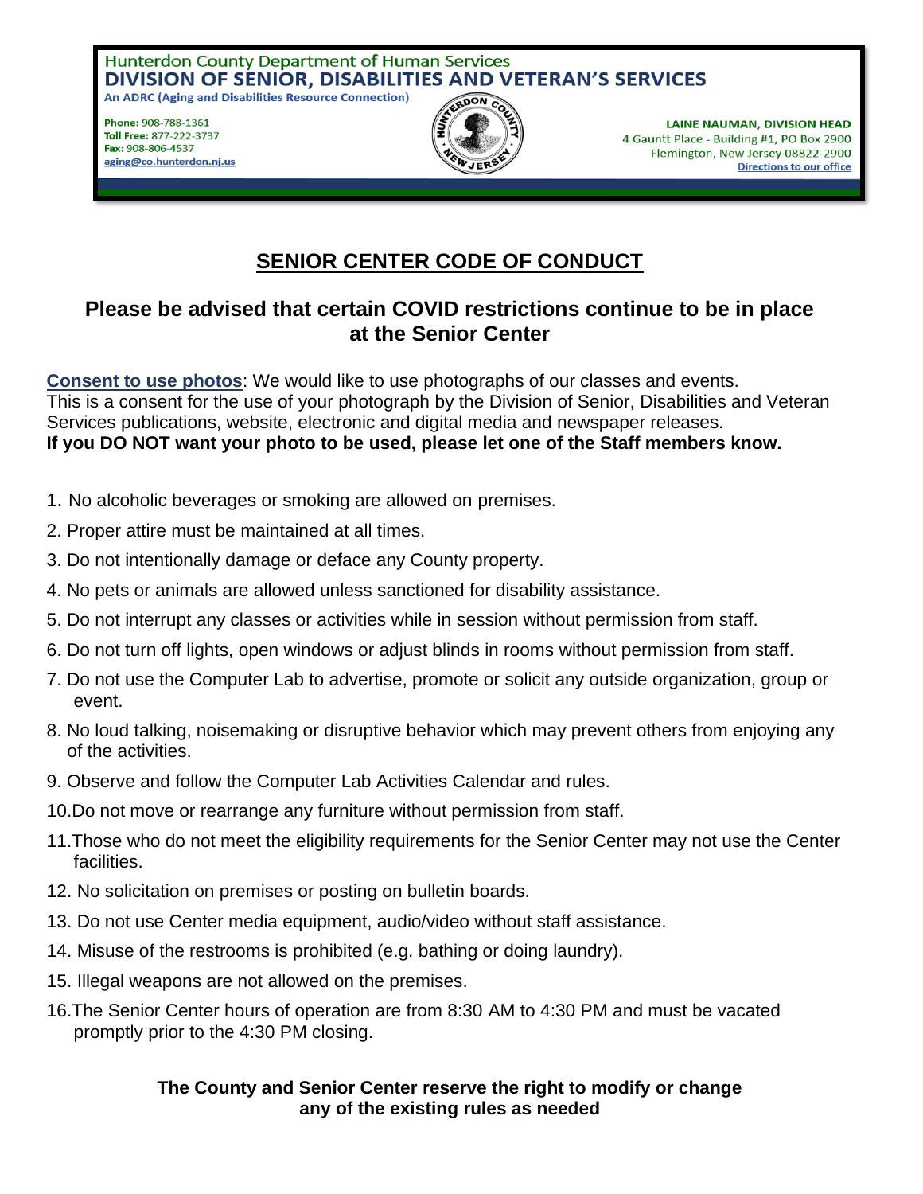Hunterdon County Department of Human Services

**DIVISION OF SENIOR, DISABILITIES AND VETERAN'S SERVICES**

**An ADRC (Aging and Disabilities Resource Connection)**

**Phone:** 908-788-1361
**Toll Free:** 877-222-3737
**Fax:** 908-806-4537
aging@co.hunterdon.nj.us

**LAINE NAUMAN, DIVISION HEAD**
4 Gauntt Place - Building #1, PO Box 2900
Flemington, New Jersey 08822-2900
Directions to our office

# SENIOR CENTER CODE OF CONDUCT

## Please be advised that certain COVID restrictions continue to be in place at the Senior Center

**Consent to use photos**: We would like to use photographs of our classes and events. This is a consent for the use of your photograph by the Division of Senior, Disabilities and Veteran Services publications, website, electronic and digital media and newspaper releases.
**If you DO NOT want your photo to be used, please let one of the Staff members know.**

1. No alcoholic beverages or smoking are allowed on premises.
2. Proper attire must be maintained at all times.
3. Do not intentionally damage or deface any County property.
4. No pets or animals are allowed unless sanctioned for disability assistance.
5. Do not interrupt any classes or activities while in session without permission from staff.
6. Do not turn off lights, open windows or adjust blinds in rooms without permission from staff.
7. Do not use the Computer Lab to advertise, promote or solicit any outside organization, group or event.
8. No loud talking, noisemaking or disruptive behavior which may prevent others from enjoying any of the activities.
9. Observe and follow the Computer Lab Activities Calendar and rules.
10. Do not move or rearrange any furniture without permission from staff.
11. Those who do not meet the eligibility requirements for the Senior Center may not use the Center facilities.
12. No solicitation on premises or posting on bulletin boards.
13. Do not use Center media equipment, audio/video without staff assistance.
14. Misuse of the restrooms is prohibited (e.g. bathing or doing laundry).
15. Illegal weapons are not allowed on the premises.
16. The Senior Center hours of operation are from 8:30 AM to 4:30 PM and must be vacated promptly prior to the 4:30 PM closing.

**The County and Senior Center reserve the right to modify or change any of the existing rules as needed**